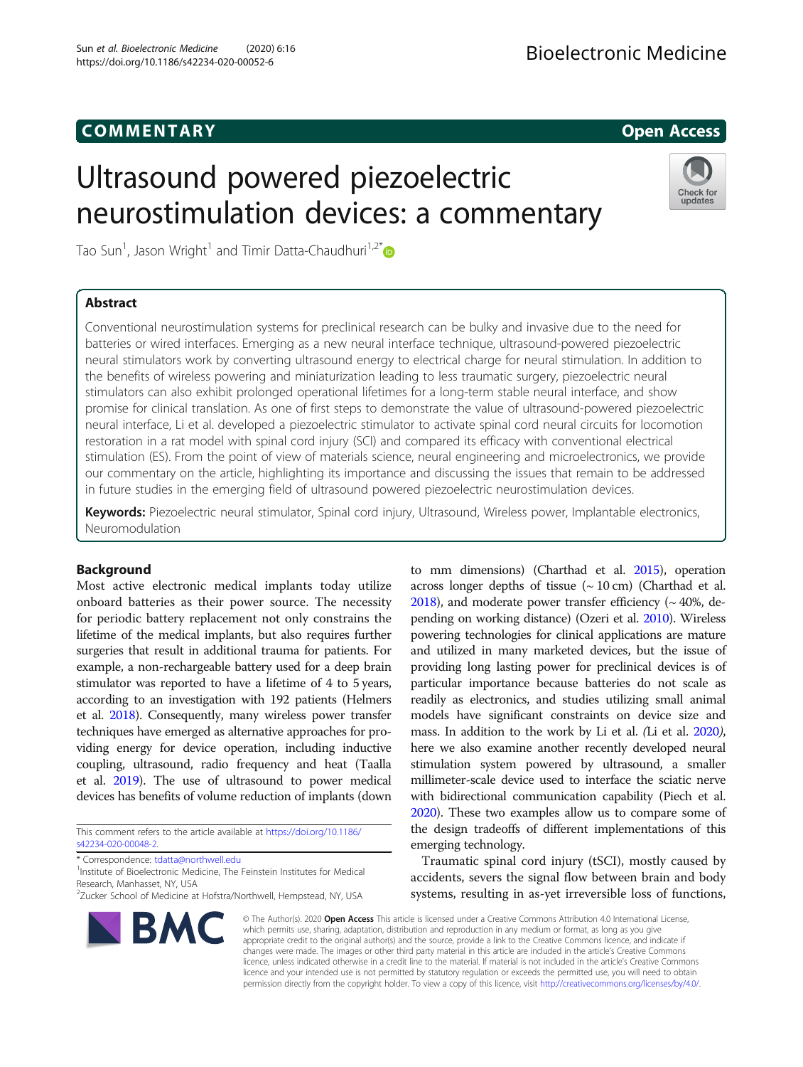COMMENTARY

Open Access

# Ultrasound powered piezoelectric neurostimulation devices: a commentary

Tao Sun[1], Jason Wright[1] and Timir Datta-Chaudhuri[1,2*]

## Abstract

Conventional neurostimulation systems for preclinical research can be bulky and invasive due to the need for batteries or wired interfaces. Emerging as a new neural interface technique, ultrasound-powered piezoelectric neural stimulators work by converting ultrasound energy to electrical charge for neural stimulation. In addition to the benefits of wireless powering and miniaturization leading to less traumatic surgery, piezoelectric neural stimulators can also exhibit prolonged operational lifetimes for a long-term stable neural interface, and show promise for clinical translation. As one of first steps to demonstrate the value of ultrasound-powered piezoelectric neural interface, Li et al. developed a piezoelectric stimulator to activate spinal cord neural circuits for locomotion restoration in a rat model with spinal cord injury (SCI) and compared its efficacy with conventional electrical stimulation (ES). From the point of view of materials science, neural engineering and microelectronics, we provide our commentary on the article, highlighting its importance and discussing the issues that remain to be addressed in future studies in the emerging field of ultrasound powered piezoelectric neurostimulation devices.

**Keywords:** Piezoelectric neural stimulator, Spinal cord injury, Ultrasound, Wireless power, Implantable electronics, Neuromodulation

## Background

Most active electronic medical implants today utilize onboard batteries as their power source. The necessity for periodic battery replacement not only constrains the lifetime of the medical implants, but also requires further surgeries that result in additional trauma for patients. For example, a non-rechargeable battery used for a deep brain stimulator was reported to have a lifetime of 4 to 5 years, according to an investigation with 192 patients (Helmers et al. 2018). Consequently, many wireless power transfer techniques have emerged as alternative approaches for providing energy for device operation, including inductive coupling, ultrasound, radio frequency and heat (Taalla et al. 2019). The use of ultrasound to power medical devices has benefits of volume reduction of implants (down to mm dimensions) (Charthad et al. 2015), operation across longer depths of tissue (~ 10 cm) (Charthad et al. 2018), and moderate power transfer efficiency (~ 40%, depending on working distance) (Ozeri et al. 2010). Wireless powering technologies for clinical applications are mature and utilized in many marketed devices, but the issue of providing long lasting power for preclinical devices is of particular importance because batteries do not scale as readily as electronics, and studies utilizing small animal models have significant constraints on device size and mass. In addition to the work by Li et al. (Li et al. 2020), here we also examine another recently developed neural stimulation system powered by ultrasound, a smaller millimeter-scale device used to interface the sciatic nerve with bidirectional communication capability (Piech et al. 2020). These two examples allow us to compare some of the design tradeoffs of different implementations of this emerging technology.

Traumatic spinal cord injury (tSCI), mostly caused by accidents, severs the signal flow between brain and body systems, resulting in as-yet irreversible loss of functions,

This comment refers to the article available at https://doi.org/10.1186/s42234-020-00048-2.

\* Correspondence: tdatta@northwell.edu
[1]Institute of Bioelectronic Medicine, The Feinstein Institutes for Medical Research, Manhasset, NY, USA
[2]Zucker School of Medicine at Hofstra/Northwell, Hempstead, NY, USA

© The Author(s). 2020 **Open Access** This article is licensed under a Creative Commons Attribution 4.0 International License, which permits use, sharing, adaptation, distribution and reproduction in any medium or format, as long as you give appropriate credit to the original author(s) and the source, provide a link to the Creative Commons licence, and indicate if changes were made. The images or other third party material in this article are included in the article's Creative Commons licence, unless indicated otherwise in a credit line to the material. If material is not included in the article's Creative Commons licence and your intended use is not permitted by statutory regulation or exceeds the permitted use, you will need to obtain permission directly from the copyright holder. To view a copy of this licence, visit http://creativecommons.org/licenses/by/4.0/.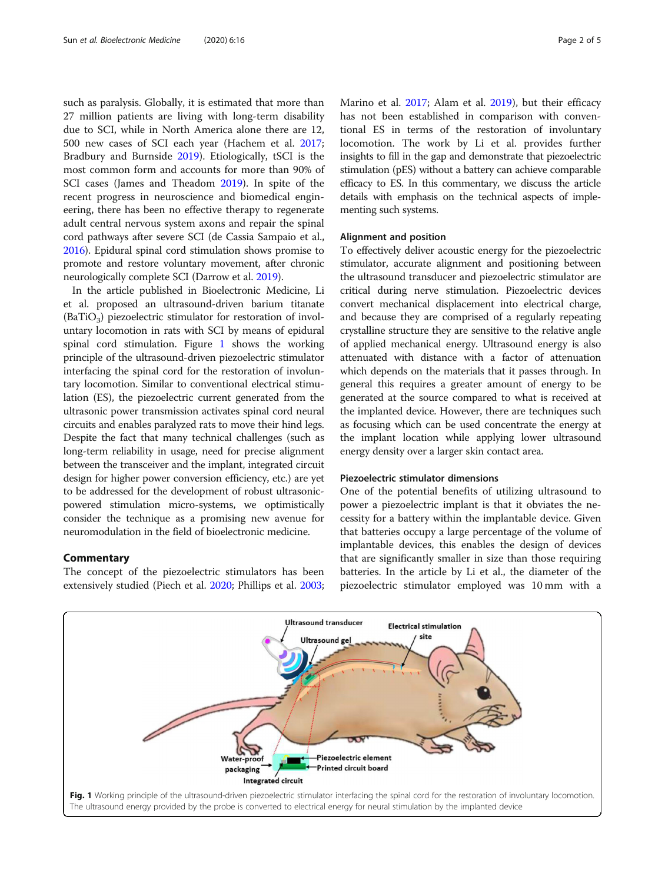such as paralysis. Globally, it is estimated that more than 27 million patients are living with long-term disability due to SCI, while in North America alone there are 12, 500 new cases of SCI each year (Hachem et al. 2017; Bradbury and Burnside 2019). Etiologically, tSCI is the most common form and accounts for more than 90% of SCI cases (James and Theadom 2019). In spite of the recent progress in neuroscience and biomedical engineering, there has been no effective therapy to regenerate adult central nervous system axons and repair the spinal cord pathways after severe SCI (de Cassia Sampaio et al., 2016). Epidural spinal cord stimulation shows promise to promote and restore voluntary movement, after chronic neurologically complete SCI (Darrow et al. 2019).

In the article published in Bioelectronic Medicine, Li et al. proposed an ultrasound-driven barium titanate ($BaTiO_3$) piezoelectric stimulator for restoration of involuntary locomotion in rats with SCI by means of epidural spinal cord stimulation. Figure 1 shows the working principle of the ultrasound-driven piezoelectric stimulator interfacing the spinal cord for the restoration of involuntary locomotion. Similar to conventional electrical stimulation (ES), the piezoelectric current generated from the ultrasonic power transmission activates spinal cord neural circuits and enables paralyzed rats to move their hind legs. Despite the fact that many technical challenges (such as long-term reliability in usage, need for precise alignment between the transceiver and the implant, integrated circuit design for higher power conversion efficiency, etc.) are yet to be addressed for the development of robust ultrasonic-powered stimulation micro-systems, we optimistically consider the technique as a promising new avenue for neuromodulation in the field of bioelectronic medicine.

## Commentary

The concept of the piezoelectric stimulators has been extensively studied (Piech et al. 2020; Phillips et al. 2003; Marino et al. 2017; Alam et al. 2019), but their efficacy has not been established in comparison with conventional ES in terms of the restoration of involuntary locomotion. The work by Li et al. provides further insights to fill in the gap and demonstrate that piezoelectric stimulation (pES) without a battery can achieve comparable efficacy to ES. In this commentary, we discuss the article details with emphasis on the technical aspects of implementing such systems.

### Alignment and position

To effectively deliver acoustic energy for the piezoelectric stimulator, accurate alignment and positioning between the ultrasound transducer and piezoelectric stimulator are critical during nerve stimulation. Piezoelectric devices convert mechanical displacement into electrical charge, and because they are comprised of a regularly repeating crystalline structure they are sensitive to the relative angle of applied mechanical energy. Ultrasound energy is also attenuated with distance with a factor of attenuation which depends on the materials that it passes through. In general this requires a greater amount of energy to be generated at the source compared to what is received at the implanted device. However, there are techniques such as focusing which can be used concentrate the energy at the implant location while applying lower ultrasound energy density over a larger skin contact area.

### Piezoelectric stimulator dimensions

One of the potential benefits of utilizing ultrasound to power a piezoelectric implant is that it obviates the necessity for a battery within the implantable device. Given that batteries occupy a large percentage of the volume of implantable devices, this enables the design of devices that are significantly smaller in size than those requiring batteries. In the article by Li et al., the diameter of the piezoelectric stimulator employed was 10 mm with a

**Fig. 1** Working principle of the ultrasound-driven piezoelectric stimulator interfacing the spinal cord for the restoration of involuntary locomotion. The ultrasound energy provided by the probe is converted to electrical energy for neural stimulation by the implanted device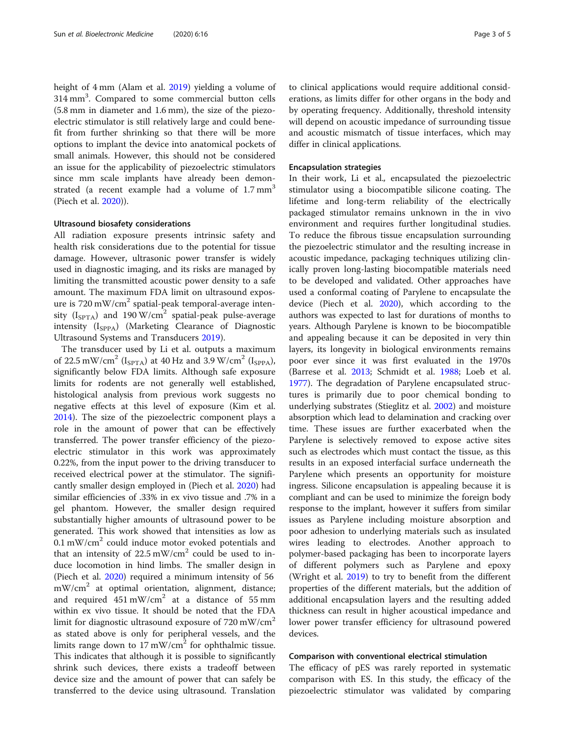height of 4 mm (Alam et al. 2019) yielding a volume of 314 $mm^3$. Compared to some commercial button cells (5.8 mm in diameter and 1.6 mm), the size of the piezoelectric stimulator is still relatively large and could benefit from further shrinking so that there will be more options to implant the device into anatomical pockets of small animals. However, this should not be considered an issue for the applicability of piezoelectric stimulators since mm scale implants have already been demonstrated (a recent example had a volume of 1.7 $mm^3$ (Piech et al. 2020)).

#### Ultrasound biosafety considerations

All radiation exposure presents intrinsic safety and health risk considerations due to the potential for tissue damage. However, ultrasonic power transfer is widely used in diagnostic imaging, and its risks are managed by limiting the transmitted acoustic power density to a safe amount. The maximum FDA limit on ultrasound exposure is 720 $mW/cm^2$ spatial-peak temporal-average intensity ($I_{SPTA}$) and 190 $W/cm^2$ spatial-peak pulse-average intensity ($I_{SPPA}$) (Marketing Clearance of Diagnostic Ultrasound Systems and Transducers 2019).

The transducer used by Li et al. outputs a maximum of 22.5 $mW/cm^2$ ($I_{SPTA}$) at 40 Hz and 3.9 $W/cm^2$ ($I_{SPPA}$), significantly below FDA limits. Although safe exposure limits for rodents are not generally well established, histological analysis from previous work suggests no negative effects at this level of exposure (Kim et al. 2014). The size of the piezoelectric component plays a role in the amount of power that can be effectively transferred. The power transfer efficiency of the piezoelectric stimulator in this work was approximately 0.22%, from the input power to the driving transducer to received electrical power at the stimulator. The significantly smaller design employed in (Piech et al. 2020) had similar efficiencies of .33% in ex vivo tissue and .7% in a gel phantom. However, the smaller design required substantially higher amounts of ultrasound power to be generated. This work showed that intensities as low as 0.1 $mW/cm^2$ could induce motor evoked potentials and that an intensity of 22.5 $mW/cm^2$ could be used to induce locomotion in hind limbs. The smaller design in (Piech et al. 2020) required a minimum intensity of 56 $mW/cm^2$ at optimal orientation, alignment, distance; and required 451 $mW/cm^2$ at a distance of 55 mm within ex vivo tissue. It should be noted that the FDA limit for diagnostic ultrasound exposure of 720 $mW/cm^2$ as stated above is only for peripheral vessels, and the limits range down to 17 $mW/cm^2$ for ophthalmic tissue. This indicates that although it is possible to significantly shrink such devices, there exists a tradeoff between device size and the amount of power that can safely be transferred to the device using ultrasound. Translation to clinical applications would require additional considerations, as limits differ for other organs in the body and by operating frequency. Additionally, threshold intensity will depend on acoustic impedance of surrounding tissue and acoustic mismatch of tissue interfaces, which may differ in clinical applications.

#### Encapsulation strategies

In their work, Li et al., encapsulated the piezoelectric stimulator using a biocompatible silicone coating. The lifetime and long-term reliability of the electrically packaged stimulator remains unknown in the in vivo environment and requires further longitudinal studies. To reduce the fibrous tissue encapsulation surrounding the piezoelectric stimulator and the resulting increase in acoustic impedance, packaging techniques utilizing clinically proven long-lasting biocompatible materials need to be developed and validated. Other approaches have used a conformal coating of Parylene to encapsulate the device (Piech et al. 2020), which according to the authors was expected to last for durations of months to years. Although Parylene is known to be biocompatible and appealing because it can be deposited in very thin layers, its longevity in biological environments remains poor ever since it was first evaluated in the 1970s (Barrese et al. 2013; Schmidt et al. 1988; Loeb et al. 1977). The degradation of Parylene encapsulated structures is primarily due to poor chemical bonding to underlying substrates (Stieglitz et al. 2002) and moisture absorption which lead to delamination and cracking over time. These issues are further exacerbated when the Parylene is selectively removed to expose active sites such as electrodes which must contact the tissue, as this results in an exposed interfacial surface underneath the Parylene which presents an opportunity for moisture ingress. Silicone encapsulation is appealing because it is compliant and can be used to minimize the foreign body response to the implant, however it suffers from similar issues as Parylene including moisture absorption and poor adhesion to underlying materials such as insulated wires leading to electrodes. Another approach to polymer-based packaging has been to incorporate layers of different polymers such as Parylene and epoxy (Wright et al. 2019) to try to benefit from the different properties of the different materials, but the addition of additional encapsulation layers and the resulting added thickness can result in higher acoustical impedance and lower power transfer efficiency for ultrasound powered devices.

#### Comparison with conventional electrical stimulation

The efficacy of pES was rarely reported in systematic comparison with ES. In this study, the efficacy of the piezoelectric stimulator was validated by comparing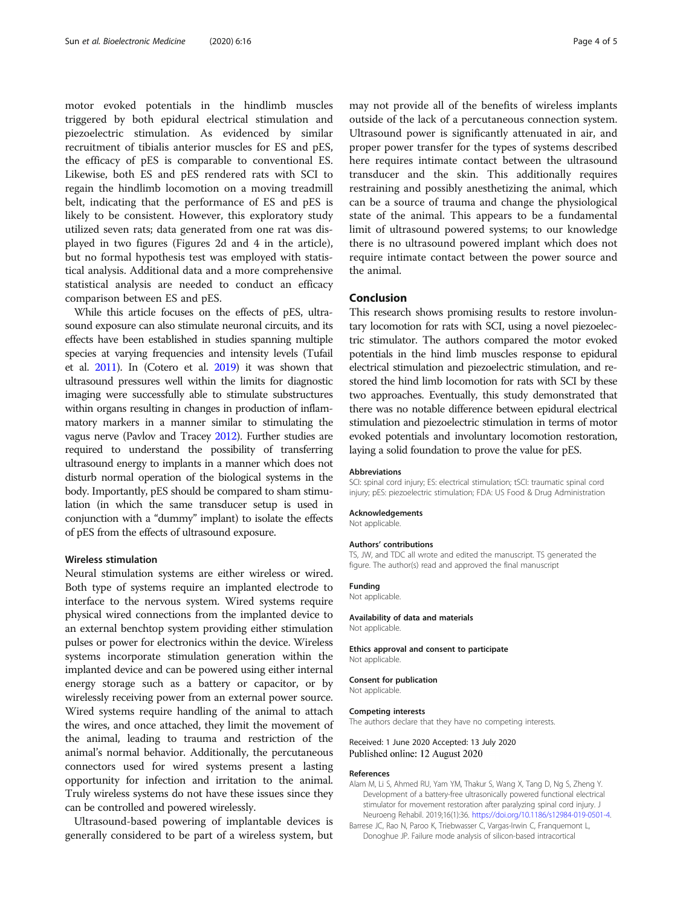motor evoked potentials in the hindlimb muscles triggered by both epidural electrical stimulation and piezoelectric stimulation. As evidenced by similar recruitment of tibialis anterior muscles for ES and pES, the efficacy of pES is comparable to conventional ES. Likewise, both ES and pES rendered rats with SCI to regain the hindlimb locomotion on a moving treadmill belt, indicating that the performance of ES and pES is likely to be consistent. However, this exploratory study utilized seven rats; data generated from one rat was displayed in two figures (Figures 2d and 4 in the article), but no formal hypothesis test was employed with statistical analysis. Additional data and a more comprehensive statistical analysis are needed to conduct an efficacy comparison between ES and pES.

While this article focuses on the effects of pES, ultrasound exposure can also stimulate neuronal circuits, and its effects have been established in studies spanning multiple species at varying frequencies and intensity levels (Tufail et al. 2011). In (Cotero et al. 2019) it was shown that ultrasound pressures well within the limits for diagnostic imaging were successfully able to stimulate substructures within organs resulting in changes in production of inflammatory markers in a manner similar to stimulating the vagus nerve (Pavlov and Tracey 2012). Further studies are required to understand the possibility of transferring ultrasound energy to implants in a manner which does not disturb normal operation of the biological systems in the body. Importantly, pES should be compared to sham stimulation (in which the same transducer setup is used in conjunction with a "dummy" implant) to isolate the effects of pES from the effects of ultrasound exposure.

### Wireless stimulation

Neural stimulation systems are either wireless or wired. Both type of systems require an implanted electrode to interface to the nervous system. Wired systems require physical wired connections from the implanted device to an external benchtop system providing either stimulation pulses or power for electronics within the device. Wireless systems incorporate stimulation generation within the implanted device and can be powered using either internal energy storage such as a battery or capacitor, or by wirelessly receiving power from an external power source. Wired systems require handling of the animal to attach the wires, and once attached, they limit the movement of the animal, leading to trauma and restriction of the animal's normal behavior. Additionally, the percutaneous connectors used for wired systems present a lasting opportunity for infection and irritation to the animal. Truly wireless systems do not have these issues since they can be controlled and powered wirelessly.

Ultrasound-based powering of implantable devices is generally considered to be part of a wireless system, but may not provide all of the benefits of wireless implants outside of the lack of a percutaneous connection system. Ultrasound power is significantly attenuated in air, and proper power transfer for the types of systems described here requires intimate contact between the ultrasound transducer and the skin. This additionally requires restraining and possibly anesthetizing the animal, which can be a source of trauma and change the physiological state of the animal. This appears to be a fundamental limit of ultrasound powered systems; to our knowledge there is no ultrasound powered implant which does not require intimate contact between the power source and the animal.

## Conclusion

This research shows promising results to restore involuntary locomotion for rats with SCI, using a novel piezoelectric stimulator. The authors compared the motor evoked potentials in the hind limb muscles response to epidural electrical stimulation and piezoelectric stimulation, and restored the hind limb locomotion for rats with SCI by these two approaches. Eventually, this study demonstrated that there was no notable difference between epidural electrical stimulation and piezoelectric stimulation in terms of motor evoked potentials and involuntary locomotion restoration, laying a solid foundation to prove the value for pES.

#### Abbreviations

SCI: spinal cord injury; ES: electrical stimulation; tSCI: traumatic spinal cord injury; pES: piezoelectric stimulation; FDA: US Food & Drug Administration

#### Acknowledgements

Not applicable.

#### Authors' contributions

TS, JW, and TDC all wrote and edited the manuscript. TS generated the figure. The author(s) read and approved the final manuscript

#### Funding

Not applicable.

#### Availability of data and materials

Not applicable.

#### Ethics approval and consent to participate

Not applicable.

#### Consent for publication

Not applicable.

#### Competing interests

The authors declare that they have no competing interests.

Received: 1 June 2020 Accepted: 13 July 2020
Published online: 12 August 2020

#### References

Alam M, Li S, Ahmed RU, Yam YM, Thakur S, Wang X, Tang D, Ng S, Zheng Y. Development of a battery-free ultrasonically powered functional electrical stimulator for movement restoration after paralyzing spinal cord injury. J Neuroeng Rehabil. 2019;16(1):36. https://doi.org/10.1186/s12984-019-0501-4.

Barrese JC, Rao N, Paroo K, Triebwasser C, Vargas-Irwin C, Franquemont L, Donoghue JP. Failure mode analysis of silicon-based intracortical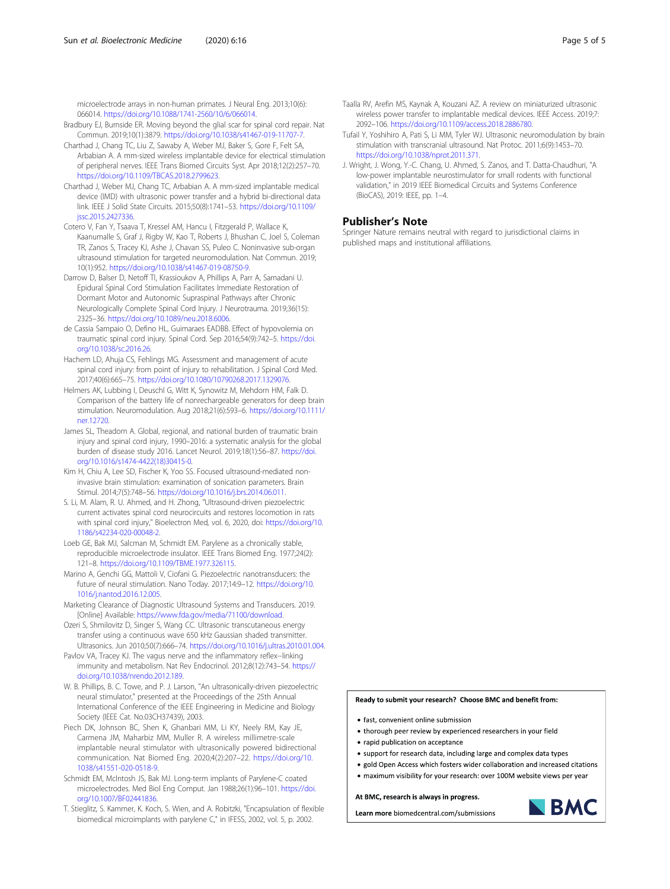microelectrode arrays in non-human primates. J Neural Eng. 2013;10(6): 066014. https://doi.org/10.1088/1741-2560/10/6/066014.

Bradbury EJ, Burnside ER. Moving beyond the glial scar for spinal cord repair. Nat Commun. 2019;10(1):3879. https://doi.org/10.1038/s41467-019-11707-7.

Charthad J, Chang TC, Liu Z, Sawaby A, Weber MJ, Baker S, Gore F, Felt SA, Arbabian A. A mm-sized wireless implantable device for electrical stimulation of peripheral nerves. IEEE Trans Biomed Circuits Syst. Apr 2018;12(2):257–70. https://doi.org/10.1109/TBCAS.2018.2799623.

Charthad J, Weber MJ, Chang TC, Arbabian A. A mm-sized implantable medical device (IMD) with ultrasonic power transfer and a hybrid bi-directional data link. IEEE J Solid State Circuits. 2015;50(8):1741–53. https://doi.org/10.1109/jssc.2015.2427336.

Cotero V, Fan Y, Tsaava T, Kressel AM, Hancu I, Fitzgerald P, Wallace K, Kaanumalle S, Graf J, Rigby W, Kao T, Roberts J, Bhushan C, Joel S, Coleman TR, Zanos S, Tracey KJ, Ashe J, Chavan SS, Puleo C. Noninvasive sub-organ ultrasound stimulation for targeted neuromodulation. Nat Commun. 2019; 10(1):952. https://doi.org/10.1038/s41467-019-08750-9.

Darrow D, Balser D, Netoff TI, Krassioukov A, Phillips A, Parr A, Samadani U. Epidural Spinal Cord Stimulation Facilitates Immediate Restoration of Dormant Motor and Autonomic Supraspinal Pathways after Chronic Neurologically Complete Spinal Cord Injury. J Neurotrauma. 2019;36(15): 2325–36. https://doi.org/10.1089/neu.2018.6006.

de Cassia Sampaio O, Defino HL, Guimaraes EADBB. Effect of hypovolemia on traumatic spinal cord injury. Spinal Cord. Sep 2016;54(9):742–5. https://doi.org/10.1038/sc.2016.26.

Hachem LD, Ahuja CS, Fehlings MG. Assessment and management of acute spinal cord injury: from point of injury to rehabilitation. J Spinal Cord Med. 2017;40(6):665–75. https://doi.org/10.1080/10790268.2017.1329076.

Helmers AK, Lubbing I, Deuschl G, Witt K, Synowitz M, Mehdorn HM, Falk D. Comparison of the battery life of nonrechargeable generators for deep brain stimulation. Neuromodulation. Aug 2018;21(6):593–6. https://doi.org/10.1111/ner.12720.

James SL, Theadom A. Global, regional, and national burden of traumatic brain injury and spinal cord injury, 1990–2016: a systematic analysis for the global burden of disease study 2016. Lancet Neurol. 2019;18(1):56–87. https://doi.org/10.1016/s1474-4422(18)30415-0.

Kim H, Chiu A, Lee SD, Fischer K, Yoo SS. Focused ultrasound-mediated non-invasive brain stimulation: examination of sonication parameters. Brain Stimul. 2014;7(5):748–56. https://doi.org/10.1016/j.brs.2014.06.011.

S. Li, M. Alam, R. U. Ahmed, and H. Zhong, "Ultrasound-driven piezoelectric current activates spinal cord neurocircuits and restores locomotion in rats with spinal cord injury," Bioelectron Med, vol. 6, 2020, doi: https://doi.org/10.1186/s42234-020-00048-2.

Loeb GE, Bak MJ, Salcman M, Schmidt EM. Parylene as a chronically stable, reproducible microelectrode insulator. IEEE Trans Biomed Eng. 1977;24(2): 121–8. https://doi.org/10.1109/TBME.1977.326115.

Marino A, Genchi GG, Mattoli V, Ciofani G. Piezoelectric nanotransducers: the future of neural stimulation. Nano Today. 2017;14:9–12. https://doi.org/10.1016/j.nantod.2016.12.005.

Marketing Clearance of Diagnostic Ultrasound Systems and Transducers. 2019. [Online] Available: https://www.fda.gov/media/71100/download.

Ozeri S, Shmilovitz D, Singer S, Wang CC. Ultrasonic transcutaneous energy transfer using a continuous wave 650 kHz Gaussian shaded transmitter. Ultrasonics. Jun 2010;50(7):666–74. https://doi.org/10.1016/j.ultras.2010.01.004.

Pavlov VA, Tracey KJ. The vagus nerve and the inflammatory reflex--linking immunity and metabolism. Nat Rev Endocrinol. 2012;8(12):743–54. https://doi.org/10.1038/nrendo.2012.189.

W. B. Phillips, B. C. Towe, and P. J. Larson, "An ultrasonically-driven piezoelectric neural stimulator," presented at the Proceedings of the 25th Annual International Conference of the IEEE Engineering in Medicine and Biology Society (IEEE Cat. No.03CH37439), 2003.

Piech DK, Johnson BC, Shen K, Ghanbari MM, Li KY, Neely RM, Kay JE, Carmena JM, Maharbiz MM, Muller R. A wireless millimetre-scale implantable neural stimulator with ultrasonically powered bidirectional communication. Nat Biomed Eng. 2020;4(2):207–22. https://doi.org/10.1038/s41551-020-0518-9.

Schmidt EM, McIntosh JS, Bak MJ. Long-term implants of Parylene-C coated microelectrodes. Med Biol Eng Comput. Jan 1988;26(1):96–101. https://doi.org/10.1007/BF02441836.

T. Stieglitz, S. Kammer, K. Koch, S. Wien, and A. Robitzki, "Encapsulation of flexible biomedical microimplants with parylene C," in IFESS, 2002, vol. 5, p. 2002.

Taalla RV, Arefin MS, Kaynak A, Kouzani AZ. A review on miniaturized ultrasonic wireless power transfer to implantable medical devices. IEEE Access. 2019;7: 2092–106. https://doi.org/10.1109/access.2018.2886780.

Tufail Y, Yoshihiro A, Pati S, Li MM, Tyler WJ. Ultrasonic neuromodulation by brain stimulation with transcranial ultrasound. Nat Protoc. 2011;6(9):1453–70. https://doi.org/10.1038/nprot.2011.371.

J. Wright, J. Wong, Y.-C. Chang, U. Ahmed, S. Zanos, and T. Datta-Chaudhuri, "A low-power implantable neurostimulator for small rodents with functional validation," in 2019 IEEE Biomedical Circuits and Systems Conference (BioCAS), 2019: IEEE, pp. 1–4.

## Publisher's Note

Springer Nature remains neutral with regard to jurisdictional claims in published maps and institutional affiliations.

**Ready to submit your research? Choose BMC and benefit from:**

- fast, convenient online submission
- thorough peer review by experienced researchers in your field
- rapid publication on acceptance
- support for research data, including large and complex data types
- gold Open Access which fosters wider collaboration and increased citations
- maximum visibility for your research: over 100M website views per year

**At BMC, research is always in progress.**

**Learn more** biomedcentral.com/submissions

BMC